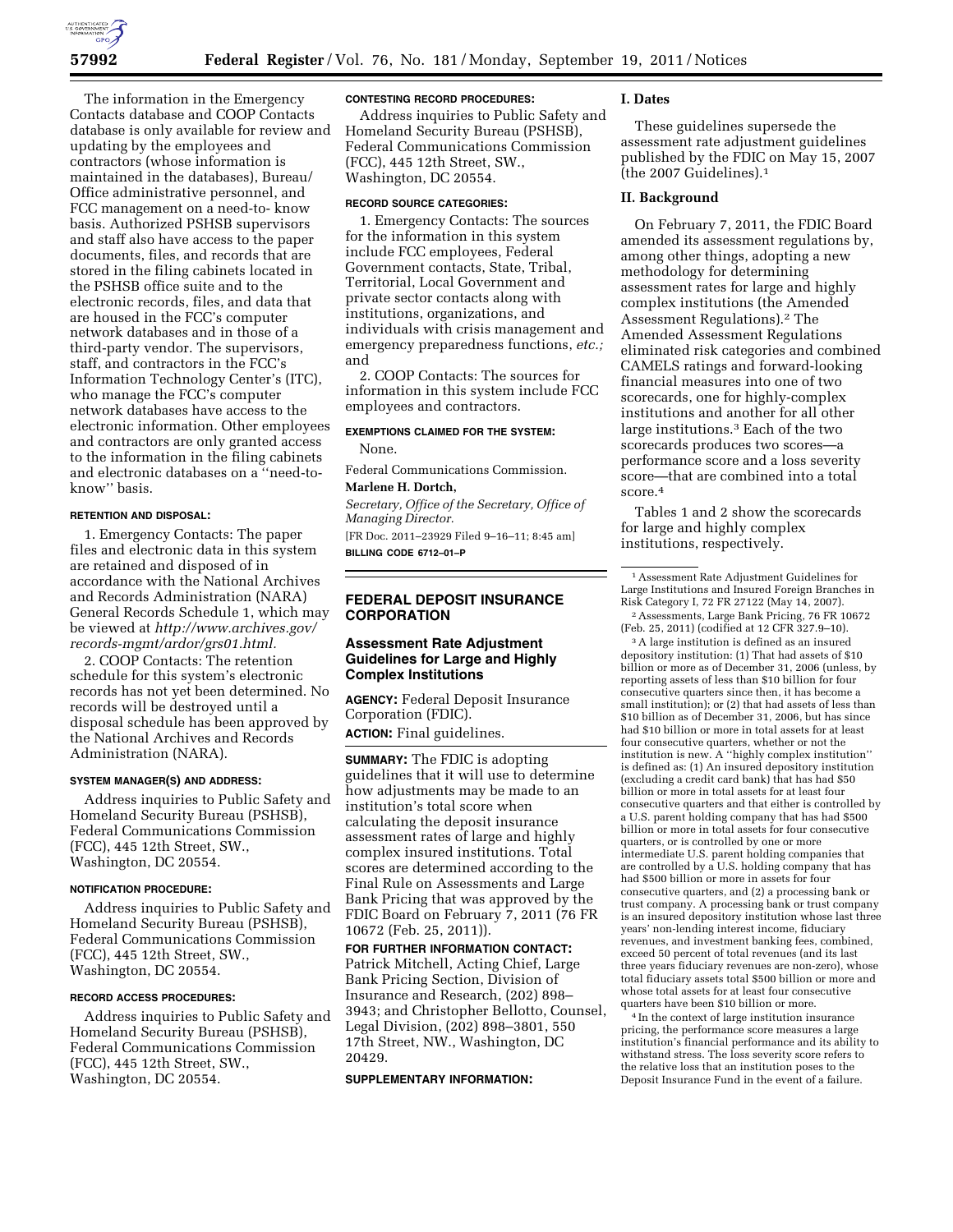The information in the Emergency Contacts database and COOP Contacts database is only available for review and updating by the employees and contractors (whose information is maintained in the databases), Bureau/Office administrative personnel, and FCC management on a need-to- know basis. Authorized PSHSB supervisors and staff also have access to the paper documents, files, and records that are stored in the filing cabinets located in the PSHSB office suite and to the electronic records, files, and data that are housed in the FCC's computer network databases and in those of a third-party vendor. The supervisors, staff, and contractors in the FCC's Information Technology Center's (ITC), who manage the FCC's computer network databases have access to the electronic information. Other employees and contractors are only granted access to the information in the filing cabinets and electronic databases on a ''need-to-know'' basis.

**RETENTION AND DISPOSAL:**

1. Emergency Contacts: The paper files and electronic data in this system are retained and disposed of in accordance with the National Archives and Records Administration (NARA) General Records Schedule 1, which may be viewed at *http://www.archives.gov/records-mgmt/ardor/grs01.html.*

2. COOP Contacts: The retention schedule for this system's electronic records has not yet been determined. No records will be destroyed until a disposal schedule has been approved by the National Archives and Records Administration (NARA).

**SYSTEM MANAGER(S) AND ADDRESS:**

Address inquiries to Public Safety and Homeland Security Bureau (PSHSB), Federal Communications Commission (FCC), 445 12th Street, SW., Washington, DC 20554.

**NOTIFICATION PROCEDURE:**

Address inquiries to Public Safety and Homeland Security Bureau (PSHSB), Federal Communications Commission (FCC), 445 12th Street, SW., Washington, DC 20554.

**RECORD ACCESS PROCEDURES:**

Address inquiries to Public Safety and Homeland Security Bureau (PSHSB), Federal Communications Commission (FCC), 445 12th Street, SW., Washington, DC 20554.

**CONTESTING RECORD PROCEDURES:**

Address inquiries to Public Safety and Homeland Security Bureau (PSHSB), Federal Communications Commission (FCC), 445 12th Street, SW., Washington, DC 20554.

**RECORD SOURCE CATEGORIES:**

1. Emergency Contacts: The sources for the information in this system include FCC employees, Federal Government contacts, State, Tribal, Territorial, Local Government and private sector contacts along with institutions, organizations, and individuals with crisis management and emergency preparedness functions, *etc.;* and

2. COOP Contacts: The sources for information in this system include FCC employees and contractors.

**EXEMPTIONS CLAIMED FOR THE SYSTEM:**

None.

Federal Communications Commission.

**Marlene H. Dortch,**

*Secretary, Office of the Secretary, Office of Managing Director.*

[FR Doc. 2011–23929 Filed 9–16–11; 8:45 am]

**BILLING CODE 6712–01–P**

## FEDERAL DEPOSIT INSURANCE CORPORATION

### Assessment Rate Adjustment Guidelines for Large and Highly Complex Institutions

**AGENCY:** Federal Deposit Insurance Corporation (FDIC).

**ACTION:** Final guidelines.

**SUMMARY:** The FDIC is adopting guidelines that it will use to determine how adjustments may be made to an institution's total score when calculating the deposit insurance assessment rates of large and highly complex insured institutions. Total scores are determined according to the Final Rule on Assessments and Large Bank Pricing that was approved by the FDIC Board on February 7, 2011 (76 FR 10672 (Feb. 25, 2011)).

**FOR FURTHER INFORMATION CONTACT:** Patrick Mitchell, Acting Chief, Large Bank Pricing Section, Division of Insurance and Research, (202) 898–3943; and Christopher Bellotto, Counsel, Legal Division, (202) 898–3801, 550 17th Street, NW., Washington, DC 20429.

**SUPPLEMENTARY INFORMATION:**

**I. Dates**

These guidelines supersede the assessment rate adjustment guidelines published by the FDIC on May 15, 2007 (the 2007 Guidelines).[1]

**II. Background**

On February 7, 2011, the FDIC Board amended its assessment regulations by, among other things, adopting a new methodology for determining assessment rates for large and highly complex institutions (the Amended Assessment Regulations).[2] The Amended Assessment Regulations eliminated risk categories and combined CAMELS ratings and forward-looking financial measures into one of two scorecards, one for highly-complex institutions and another for all other large institutions.[3] Each of the two scorecards produces two scores—a performance score and a loss severity score—that are combined into a total score.[4]

Tables 1 and 2 show the scorecards for large and highly complex institutions, respectively.

[1] Assessment Rate Adjustment Guidelines for Large Institutions and Insured Foreign Branches in Risk Category I, 72 FR 27122 (May 14, 2007).

[2] Assessments, Large Bank Pricing, 76 FR 10672 (Feb. 25, 2011) (codified at 12 CFR 327.9–10).

[3] A large institution is defined as an insured depository institution: (1) That had assets of $10 billion or more as of December 31, 2006 (unless, by reporting assets of less than $10 billion for four consecutive quarters since then, it has become a small institution); or (2) that had assets of less than $10 billion as of December 31, 2006, but has since had $10 billion or more in total assets for at least four consecutive quarters, whether or not the institution is new. A ''highly complex institution'' is defined as: (1) An insured depository institution (excluding a credit card bank) that has had $50 billion or more in total assets for at least four consecutive quarters and that either is controlled by a U.S. parent holding company that has had $500 billion or more in total assets for four consecutive quarters, or is controlled by one or more intermediate U.S. parent holding companies that are controlled by a U.S. holding company that has had $500 billion or more in assets for four consecutive quarters, and (2) a processing bank or trust company. A processing bank or trust company is an insured depository institution whose last three years' non-lending interest income, fiduciary revenues, and investment banking fees, combined, exceed 50 percent of total revenues (and its last three years fiduciary revenues are non-zero), whose total fiduciary assets total $500 billion or more and whose total assets for at least four consecutive quarters have been $10 billion or more.

[4] In the context of large institution insurance pricing, the performance score measures a large institution's financial performance and its ability to withstand stress. The loss severity score refers to the relative loss that an institution poses to the Deposit Insurance Fund in the event of a failure.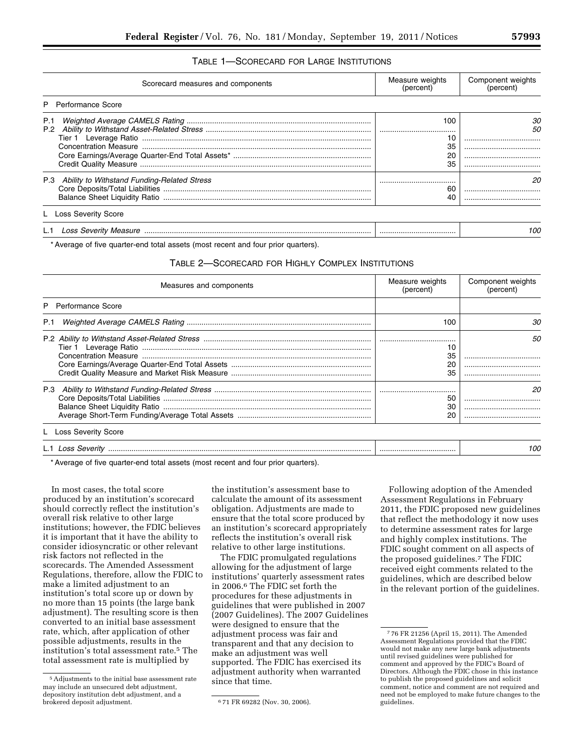TABLE 1—SCORECARD FOR LARGE INSTITUTIONS

| Scorecard measures and components | Measure weights (percent) | Component weights (percent) |
|---|---|---|
| **P Performance Score** | | |
| P.1 *Weighted Average CAMELS Rating* | 100 | *30* |
| P.2 *Ability to Withstand Asset-Related Stress* | | *50* |
| Tier 1 Leverage Ratio | 10 | |
| Concentration Measure | 35 | |
| Core Earnings/Average Quarter-End Total Assets* | 20 | |
| Credit Quality Measure | 35 | |
| P.3 *Ability to Withstand Funding-Related Stress* | | *20* |
| Core Deposits/Total Liabilities | 60 | |
| Balance Sheet Liquidity Ratio | 40 | |
| **L Loss Severity Score** | | |
| L.1 *Loss Severity Measure* | | *100* |

* Average of five quarter-end total assets (most recent and four prior quarters).

TABLE 2—SCORECARD FOR HIGHLY COMPLEX INSTITUTIONS

| Measures and components | Measure weights (percent) | Component weights (percent) |
|---|---|---|
| **P Performance Score** | | |
| P.1 *Weighted Average CAMELS Rating* | 100 | *30* |
| P.2 *Ability to Withstand Asset-Related Stress* | | *50* |
| Tier 1 Leverage Ratio | 10 | |
| Concentration Measure | 35 | |
| Core Earnings/Average Quarter-End Total Assets | 20 | |
| Credit Quality Measure and Market Risk Measure | 35 | |
| P.3 *Ability to Withstand Funding-Related Stress* | | *20* |
| Core Deposits/Total Liabilities | 50 | |
| Balance Sheet Liquidity Ratio | 30 | |
| Average Short-Term Funding/Average Total Assets | 20 | |
| **L Loss Severity Score** | | |
| L.1 *Loss Severity* | | *100* |

* Average of five quarter-end total assets (most recent and four prior quarters).

In most cases, the total score produced by an institution's scorecard should correctly reflect the institution's overall risk relative to other large institutions; however, the FDIC believes it is important that it have the ability to consider idiosyncratic or other relevant risk factors not reflected in the scorecards. The Amended Assessment Regulations, therefore, allow the FDIC to make a limited adjustment to an institution's total score up or down by no more than 15 points (the large bank adjustment). The resulting score is then converted to an initial base assessment rate, which, after application of other possible adjustments, results in the institution's total assessment rate.[5] The total assessment rate is multiplied by the institution's assessment base to calculate the amount of its assessment obligation. Adjustments are made to ensure that the total score produced by an institution's scorecard appropriately reflects the institution's overall risk relative to other large institutions.

The FDIC promulgated regulations allowing for the adjustment of large institutions' quarterly assessment rates in 2006.[6] The FDIC set forth the procedures for these adjustments in guidelines that were published in 2007 (2007 Guidelines). The 2007 Guidelines were designed to ensure that the adjustment process was fair and transparent and that any decision to make an adjustment was well supported. The FDIC has exercised its adjustment authority when warranted since that time.

Following adoption of the Amended Assessment Regulations in February 2011, the FDIC proposed new guidelines that reflect the methodology it now uses to determine assessment rates for large and highly complex institutions. The FDIC sought comment on all aspects of the proposed guidelines.[7] The FDIC received eight comments related to the guidelines, which are described below in the relevant portion of the guidelines.

[5] Adjustments to the initial base assessment rate may include an unsecured debt adjustment, depository institution debt adjustment, and a brokered deposit adjustment.

[6] 71 FR 69282 (Nov. 30, 2006).

[7] 76 FR 21256 (April 15, 2011). The Amended Assessment Regulations provided that the FDIC would not make any new large bank adjustments until revised guidelines were published for comment and approved by the FDIC's Board of Directors. Although the FDIC chose in this instance to publish the proposed guidelines and solicit comment, notice and comment are not required and need not be employed to make future changes to the guidelines.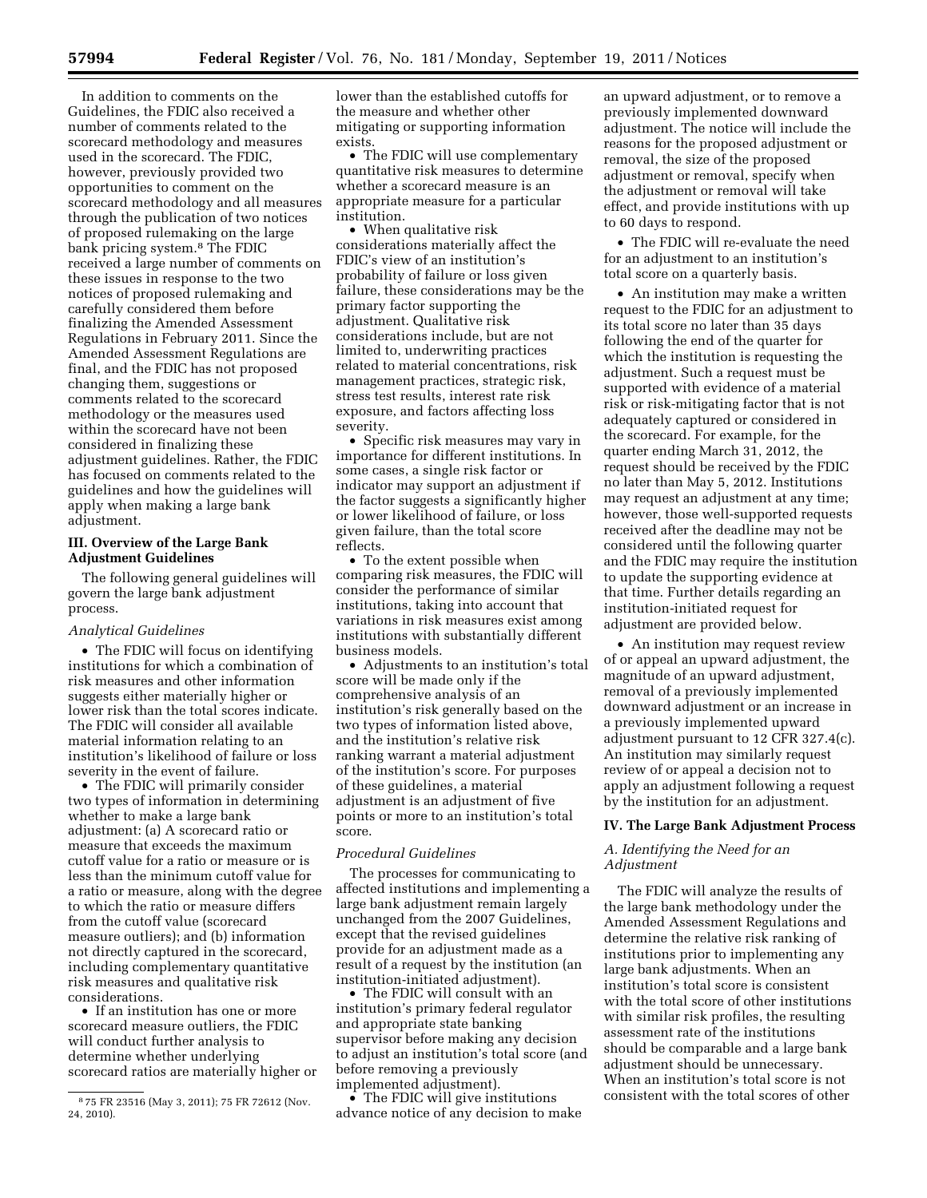In addition to comments on the Guidelines, the FDIC also received a number of comments related to the scorecard methodology and measures used in the scorecard. The FDIC, however, previously provided two opportunities to comment on the scorecard methodology and all measures through the publication of two notices of proposed rulemaking on the large bank pricing system.[8] The FDIC received a large number of comments on these issues in response to the two notices of proposed rulemaking and carefully considered them before finalizing the Amended Assessment Regulations in February 2011. Since the Amended Assessment Regulations are final, and the FDIC has not proposed changing them, suggestions or comments related to the scorecard methodology or the measures used within the scorecard have not been considered in finalizing these adjustment guidelines. Rather, the FDIC has focused on comments related to the guidelines and how the guidelines will apply when making a large bank adjustment.

### III. Overview of the Large Bank Adjustment Guidelines

The following general guidelines will govern the large bank adjustment process.

*Analytical Guidelines*

- The FDIC will focus on identifying institutions for which a combination of risk measures and other information suggests either materially higher or lower risk than the total scores indicate. The FDIC will consider all available material information relating to an institution's likelihood of failure or loss severity in the event of failure.
- The FDIC will primarily consider two types of information in determining whether to make a large bank adjustment: (a) A scorecard ratio or measure that exceeds the maximum cutoff value for a ratio or measure or is less than the minimum cutoff value for a ratio or measure, along with the degree to which the ratio or measure differs from the cutoff value (scorecard measure outliers); and (b) information not directly captured in the scorecard, including complementary quantitative risk measures and qualitative risk considerations.
- If an institution has one or more scorecard measure outliers, the FDIC will conduct further analysis to determine whether underlying scorecard ratios are materially higher or lower than the established cutoffs for the measure and whether other mitigating or supporting information exists.
- The FDIC will use complementary quantitative risk measures to determine whether a scorecard measure is an appropriate measure for a particular institution.
- When qualitative risk considerations materially affect the FDIC's view of an institution's probability of failure or loss given failure, these considerations may be the primary factor supporting the adjustment. Qualitative risk considerations include, but are not limited to, underwriting practices related to material concentrations, risk management practices, strategic risk, stress test results, interest rate risk exposure, and factors affecting loss severity.
- Specific risk measures may vary in importance for different institutions. In some cases, a single risk factor or indicator may support an adjustment if the factor suggests a significantly higher or lower likelihood of failure, or loss given failure, than the total score reflects.
- To the extent possible when comparing risk measures, the FDIC will consider the performance of similar institutions, taking into account that variations in risk measures exist among institutions with substantially different business models.
- Adjustments to an institution's total score will be made only if the comprehensive analysis of an institution's risk generally based on the two types of information listed above, and the institution's relative risk ranking warrant a material adjustment of the institution's score. For purposes of these guidelines, a material adjustment is an adjustment of five points or more to an institution's total score.

*Procedural Guidelines*

The processes for communicating to affected institutions and implementing a large bank adjustment remain largely unchanged from the 2007 Guidelines, except that the revised guidelines provide for an adjustment made as a result of a request by the institution (an institution-initiated adjustment).

- The FDIC will consult with an institution's primary federal regulator and appropriate state banking supervisor before making any decision to adjust an institution's total score (and before removing a previously implemented adjustment).
- The FDIC will give institutions advance notice of any decision to make an upward adjustment, or to remove a previously implemented downward adjustment. The notice will include the reasons for the proposed adjustment or removal, the size of the proposed adjustment or removal, specify when the adjustment or removal will take effect, and provide institutions with up to 60 days to respond.
- The FDIC will re-evaluate the need for an adjustment to an institution's total score on a quarterly basis.
- An institution may make a written request to the FDIC for an adjustment to its total score no later than 35 days following the end of the quarter for which the institution is requesting the adjustment. Such a request must be supported with evidence of a material risk or risk-mitigating factor that is not adequately captured or considered in the scorecard. For example, for the quarter ending March 31, 2012, the request should be received by the FDIC no later than May 5, 2012. Institutions may request an adjustment at any time; however, those well-supported requests received after the deadline may not be considered until the following quarter and the FDIC may require the institution to update the supporting evidence at that time. Further details regarding an institution-initiated request for adjustment are provided below.
- An institution may request review of or appeal an upward adjustment, the magnitude of an upward adjustment, removal of a previously implemented downward adjustment or an increase in a previously implemented upward adjustment pursuant to 12 CFR 327.4(c). An institution may similarly request review of or appeal a decision not to apply an adjustment following a request by the institution for an adjustment.

### IV. The Large Bank Adjustment Process

#### A. Identifying the Need for an Adjustment

The FDIC will analyze the results of the large bank methodology under the Amended Assessment Regulations and determine the relative risk ranking of institutions prior to implementing any large bank adjustments. When an institution's total score is consistent with the total score of other institutions with similar risk profiles, the resulting assessment rate of the institutions should be comparable and a large bank adjustment should be unnecessary. When an institution's total score is not consistent with the total scores of other

[8] 75 FR 23516 (May 3, 2011); 75 FR 72612 (Nov. 24, 2010).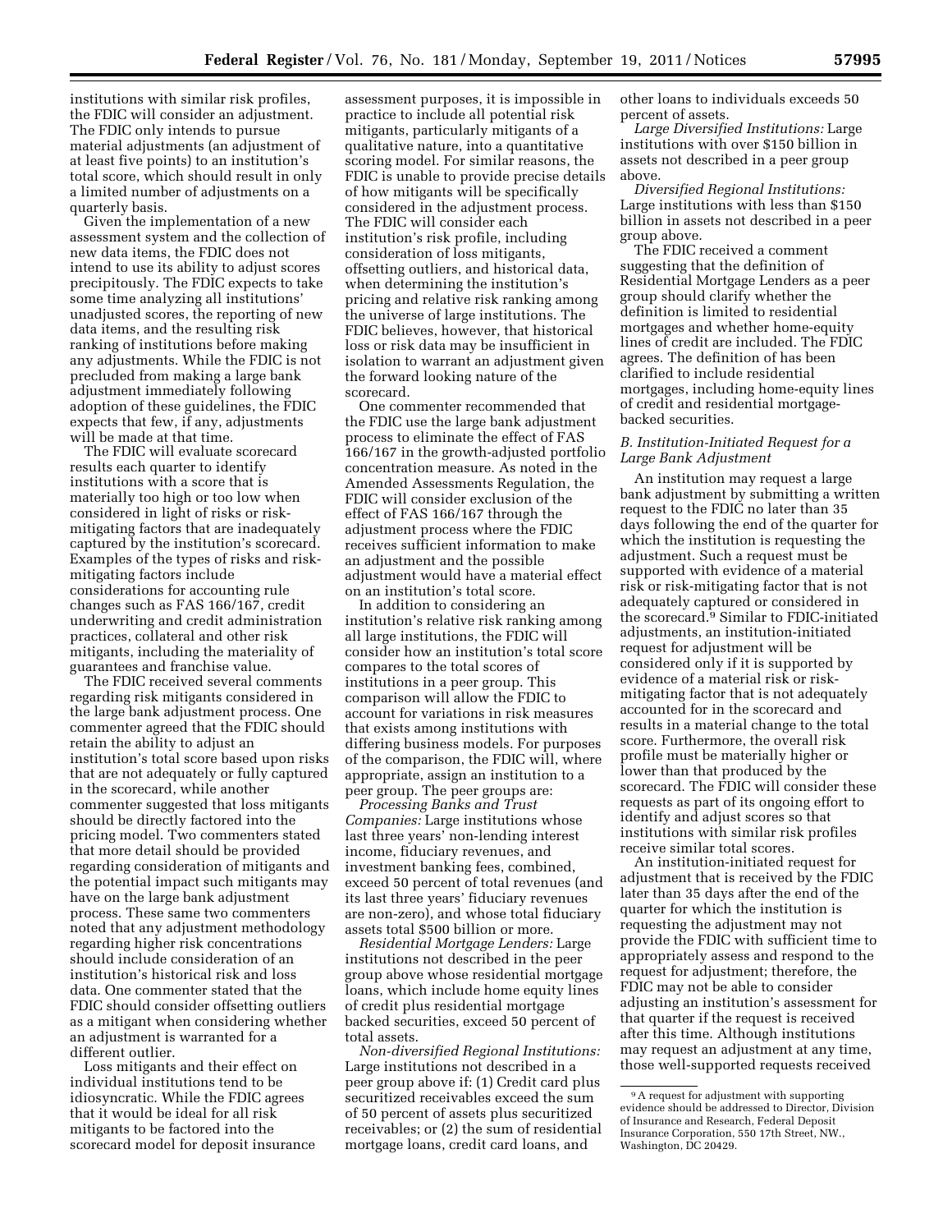institutions with similar risk profiles, the FDIC will consider an adjustment. The FDIC only intends to pursue material adjustments (an adjustment of at least five points) to an institution's total score, which should result in only a limited number of adjustments on a quarterly basis.

Given the implementation of a new assessment system and the collection of new data items, the FDIC does not intend to use its ability to adjust scores precipitously. The FDIC expects to take some time analyzing all institutions' unadjusted scores, the reporting of new data items, and the resulting risk ranking of institutions before making any adjustments. While the FDIC is not precluded from making a large bank adjustment immediately following adoption of these guidelines, the FDIC expects that few, if any, adjustments will be made at that time.

The FDIC will evaluate scorecard results each quarter to identify institutions with a score that is materially too high or too low when considered in light of risks or risk-mitigating factors that are inadequately captured by the institution's scorecard. Examples of the types of risks and risk-mitigating factors include considerations for accounting rule changes such as FAS 166/167, credit underwriting and credit administration practices, collateral and other risk mitigants, including the materiality of guarantees and franchise value.

The FDIC received several comments regarding risk mitigants considered in the large bank adjustment process. One commenter agreed that the FDIC should retain the ability to adjust an institution's total score based upon risks that are not adequately or fully captured in the scorecard, while another commenter suggested that loss mitigants should be directly factored into the pricing model. Two commenters stated that more detail should be provided regarding consideration of mitigants and the potential impact such mitigants may have on the large bank adjustment process. These same two commenters noted that any adjustment methodology regarding higher risk concentrations should include consideration of an institution's historical risk and loss data. One commenter stated that the FDIC should consider offsetting outliers as a mitigant when considering whether an adjustment is warranted for a different outlier.

Loss mitigants and their effect on individual institutions tend to be idiosyncratic. While the FDIC agrees that it would be ideal for all risk mitigants to be factored into the scorecard model for deposit insurance assessment purposes, it is impossible in practice to include all potential risk mitigants, particularly mitigants of a qualitative nature, into a quantitative scoring model. For similar reasons, the FDIC is unable to provide precise details of how mitigants will be specifically considered in the adjustment process. The FDIC will consider each institution's risk profile, including consideration of loss mitigants, offsetting outliers, and historical data, when determining the institution's pricing and relative risk ranking among the universe of large institutions. The FDIC believes, however, that historical loss or risk data may be insufficient in isolation to warrant an adjustment given the forward looking nature of the scorecard.

One commenter recommended that the FDIC use the large bank adjustment process to eliminate the effect of FAS 166/167 in the growth-adjusted portfolio concentration measure. As noted in the Amended Assessments Regulation, the FDIC will consider exclusion of the effect of FAS 166/167 through the adjustment process where the FDIC receives sufficient information to make an adjustment and the possible adjustment would have a material effect on an institution's total score.

In addition to considering an institution's relative risk ranking among all large institutions, the FDIC will consider how an institution's total score compares to the total scores of institutions in a peer group. This comparison will allow the FDIC to account for variations in risk measures that exists among institutions with differing business models. For purposes of the comparison, the FDIC will, where appropriate, assign an institution to a peer group. The peer groups are:

*Processing Banks and Trust Companies:* Large institutions whose last three years' non-lending interest income, fiduciary revenues, and investment banking fees, combined, exceed 50 percent of total revenues (and its last three years' fiduciary revenues are non-zero), and whose total fiduciary assets total $500 billion or more.

*Residential Mortgage Lenders:* Large institutions not described in the peer group above whose residential mortgage loans, which include home equity lines of credit plus residential mortgage backed securities, exceed 50 percent of total assets.

*Non-diversified Regional Institutions:* Large institutions not described in a peer group above if: (1) Credit card plus securitized receivables exceed the sum of 50 percent of assets plus securitized receivables; or (2) the sum of residential mortgage loans, credit card loans, and other loans to individuals exceeds 50 percent of assets.

*Large Diversified Institutions:* Large institutions with over $150 billion in assets not described in a peer group above.

*Diversified Regional Institutions:* Large institutions with less than $150 billion in assets not described in a peer group above.

The FDIC received a comment suggesting that the definition of Residential Mortgage Lenders as a peer group should clarify whether the definition is limited to residential mortgages and whether home-equity lines of credit are included. The FDIC agrees. The definition of has been clarified to include residential mortgages, including home-equity lines of credit and residential mortgage-backed securities.

### *B. Institution-Initiated Request for a Large Bank Adjustment*

An institution may request a large bank adjustment by submitting a written request to the FDIC no later than 35 days following the end of the quarter for which the institution is requesting the adjustment. Such a request must be supported with evidence of a material risk or risk-mitigating factor that is not adequately captured or considered in the scorecard.[9] Similar to FDIC-initiated adjustments, an institution-initiated request for adjustment will be considered only if it is supported by evidence of a material risk or risk-mitigating factor that is not adequately accounted for in the scorecard and results in a material change to the total score. Furthermore, the overall risk profile must be materially higher or lower than that produced by the scorecard. The FDIC will consider these requests as part of its ongoing effort to identify and adjust scores so that institutions with similar risk profiles receive similar total scores.

An institution-initiated request for adjustment that is received by the FDIC later than 35 days after the end of the quarter for which the institution is requesting the adjustment may not provide the FDIC with sufficient time to appropriately assess and respond to the request for adjustment; therefore, the FDIC may not be able to consider adjusting an institution's assessment for that quarter if the request is received after this time. Although institutions may request an adjustment at any time, those well-supported requests received

[9] A request for adjustment with supporting evidence should be addressed to Director, Division of Insurance and Research, Federal Deposit Insurance Corporation, 550 17th Street, NW., Washington, DC 20429.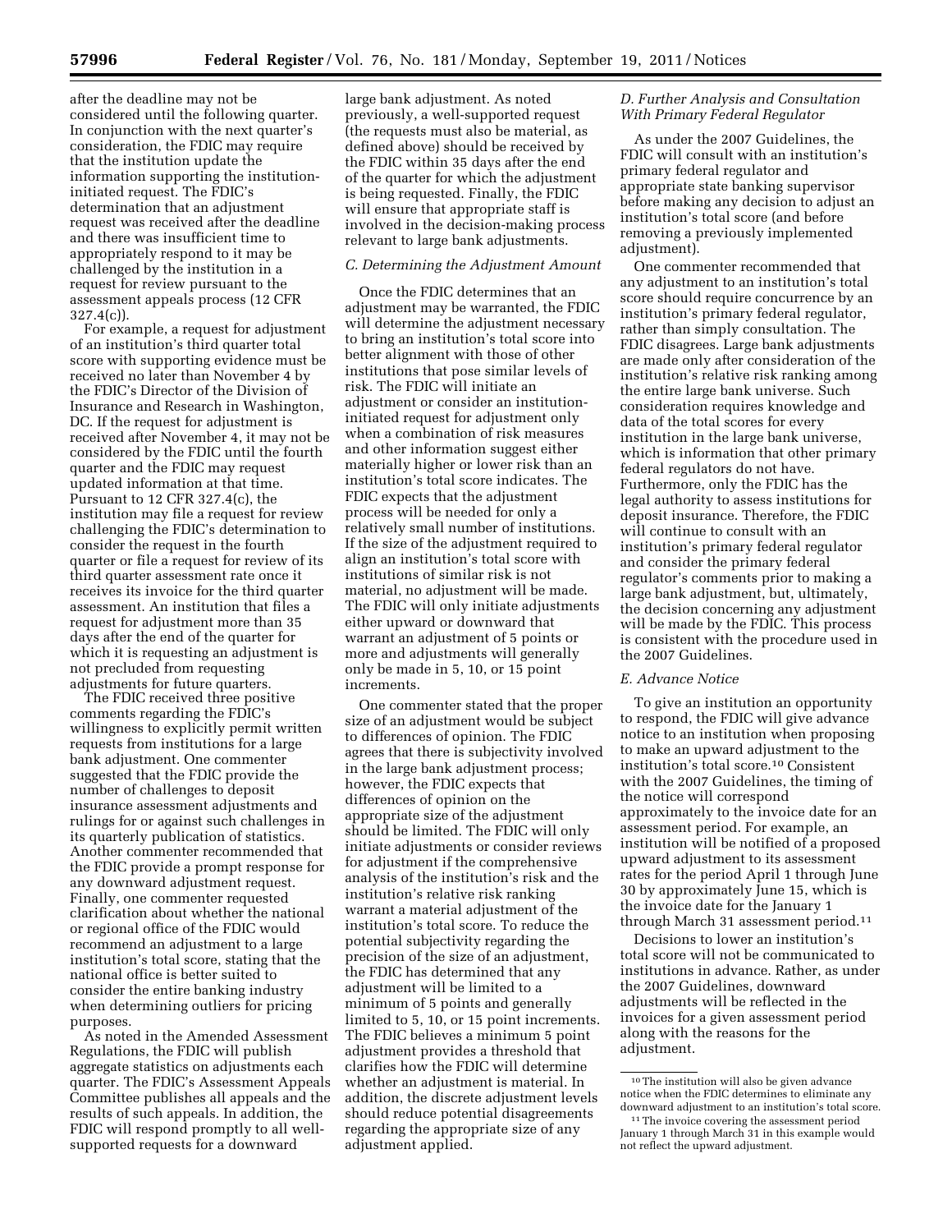after the deadline may not be considered until the following quarter. In conjunction with the next quarter's consideration, the FDIC may require that the institution update the information supporting the institution-initiated request. The FDIC's determination that an adjustment request was received after the deadline and there was insufficient time to appropriately respond to it may be challenged by the institution in a request for review pursuant to the assessment appeals process (12 CFR 327.4(c)).

For example, a request for adjustment of an institution's third quarter total score with supporting evidence must be received no later than November 4 by the FDIC's Director of the Division of Insurance and Research in Washington, DC. If the request for adjustment is received after November 4, it may not be considered by the FDIC until the fourth quarter and the FDIC may request updated information at that time. Pursuant to 12 CFR 327.4(c), the institution may file a request for review challenging the FDIC's determination to consider the request in the fourth quarter or file a request for review of its third quarter assessment rate once it receives its invoice for the third quarter assessment. An institution that files a request for adjustment more than 35 days after the end of the quarter for which it is requesting an adjustment is not precluded from requesting adjustments for future quarters.

The FDIC received three positive comments regarding the FDIC's willingness to explicitly permit written requests from institutions for a large bank adjustment. One commenter suggested that the FDIC provide the number of challenges to deposit insurance assessment adjustments and rulings for or against such challenges in its quarterly publication of statistics. Another commenter recommended that the FDIC provide a prompt response for any downward adjustment request. Finally, one commenter requested clarification about whether the national or regional office of the FDIC would recommend an adjustment to a large institution's total score, stating that the national office is better suited to consider the entire banking industry when determining outliers for pricing purposes.

As noted in the Amended Assessment Regulations, the FDIC will publish aggregate statistics on adjustments each quarter. The FDIC's Assessment Appeals Committee publishes all appeals and the results of such appeals. In addition, the FDIC will respond promptly to all well-supported requests for a downward large bank adjustment. As noted previously, a well-supported request (the requests must also be material, as defined above) should be received by the FDIC within 35 days after the end of the quarter for which the adjustment is being requested. Finally, the FDIC will ensure that appropriate staff is involved in the decision-making process relevant to large bank adjustments.

### *C. Determining the Adjustment Amount*

Once the FDIC determines that an adjustment may be warranted, the FDIC will determine the adjustment necessary to bring an institution's total score into better alignment with those of other institutions that pose similar levels of risk. The FDIC will initiate an adjustment or consider an institution-initiated request for adjustment only when a combination of risk measures and other information suggest either materially higher or lower risk than an institution's total score indicates. The FDIC expects that the adjustment process will be needed for only a relatively small number of institutions. If the size of the adjustment required to align an institution's total score with institutions of similar risk is not material, no adjustment will be made. The FDIC will only initiate adjustments either upward or downward that warrant an adjustment of 5 points or more and adjustments will generally only be made in 5, 10, or 15 point increments.

One commenter stated that the proper size of an adjustment would be subject to differences of opinion. The FDIC agrees that there is subjectivity involved in the large bank adjustment process; however, the FDIC expects that differences of opinion on the appropriate size of the adjustment should be limited. The FDIC will only initiate adjustments or consider reviews for adjustment if the comprehensive analysis of the institution's risk and the institution's relative risk ranking warrant a material adjustment of the institution's total score. To reduce the potential subjectivity regarding the precision of the size of an adjustment, the FDIC has determined that any adjustment will be limited to a minimum of 5 points and generally limited to 5, 10, or 15 point increments. The FDIC believes a minimum 5 point adjustment provides a threshold that clarifies how the FDIC will determine whether an adjustment is material. In addition, the discrete adjustment levels should reduce potential disagreements regarding the appropriate size of any adjustment applied.

### *D. Further Analysis and Consultation With Primary Federal Regulator*

As under the 2007 Guidelines, the FDIC will consult with an institution's primary federal regulator and appropriate state banking supervisor before making any decision to adjust an institution's total score (and before removing a previously implemented adjustment).

One commenter recommended that any adjustment to an institution's total score should require concurrence by an institution's primary federal regulator, rather than simply consultation. The FDIC disagrees. Large bank adjustments are made only after consideration of the institution's relative risk ranking among the entire large bank universe. Such consideration requires knowledge and data of the total scores for every institution in the large bank universe, which is information that other primary federal regulators do not have. Furthermore, only the FDIC has the legal authority to assess institutions for deposit insurance. Therefore, the FDIC will continue to consult with an institution's primary federal regulator and consider the primary federal regulator's comments prior to making a large bank adjustment, but, ultimately, the decision concerning any adjustment will be made by the FDIC. This process is consistent with the procedure used in the 2007 Guidelines.

### *E. Advance Notice*

To give an institution an opportunity to respond, the FDIC will give advance notice to an institution when proposing to make an upward adjustment to the institution's total score.[10] Consistent with the 2007 Guidelines, the timing of the notice will correspond approximately to the invoice date for an assessment period. For example, an institution will be notified of a proposed upward adjustment to its assessment rates for the period April 1 through June 30 by approximately June 15, which is the invoice date for the January 1 through March 31 assessment period.[11]

Decisions to lower an institution's total score will not be communicated to institutions in advance. Rather, as under the 2007 Guidelines, downward adjustments will be reflected in the invoices for a given assessment period along with the reasons for the adjustment.

[10] The institution will also be given advance notice when the FDIC determines to eliminate any downward adjustment to an institution's total score.

[11] The invoice covering the assessment period January 1 through March 31 in this example would not reflect the upward adjustment.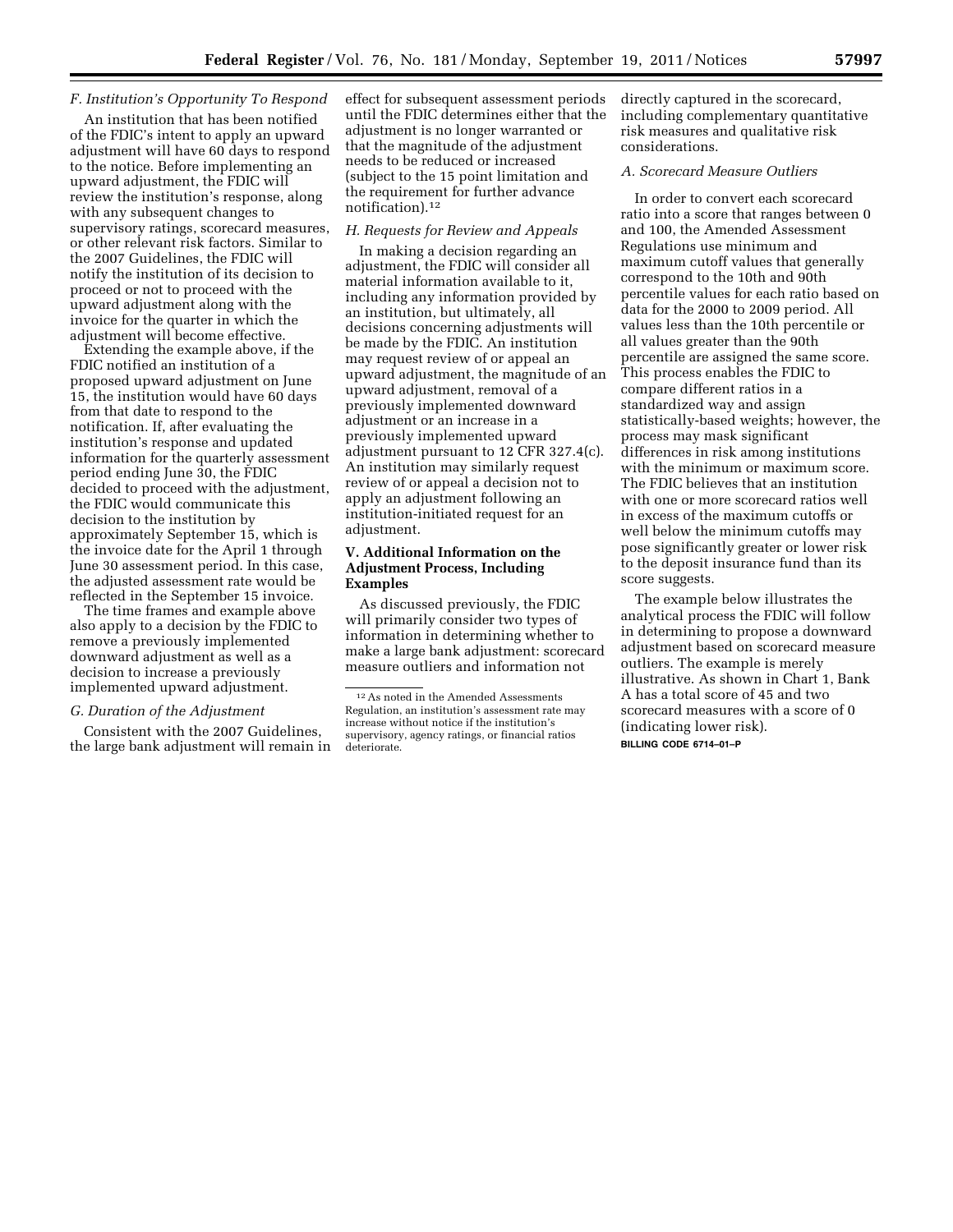### F. Institution's Opportunity To Respond

An institution that has been notified of the FDIC's intent to apply an upward adjustment will have 60 days to respond to the notice. Before implementing an upward adjustment, the FDIC will review the institution's response, along with any subsequent changes to supervisory ratings, scorecard measures, or other relevant risk factors. Similar to the 2007 Guidelines, the FDIC will notify the institution of its decision to proceed or not to proceed with the upward adjustment along with the invoice for the quarter in which the adjustment will become effective.

Extending the example above, if the FDIC notified an institution of a proposed upward adjustment on June 15, the institution would have 60 days from that date to respond to the notification. If, after evaluating the institution's response and updated information for the quarterly assessment period ending June 30, the FDIC decided to proceed with the adjustment, the FDIC would communicate this decision to the institution by approximately September 15, which is the invoice date for the April 1 through June 30 assessment period. In this case, the adjusted assessment rate would be reflected in the September 15 invoice.

The time frames and example above also apply to a decision by the FDIC to remove a previously implemented downward adjustment as well as a decision to increase a previously implemented upward adjustment.

### G. Duration of the Adjustment

Consistent with the 2007 Guidelines, the large bank adjustment will remain in effect for subsequent assessment periods until the FDIC determines either that the adjustment is no longer warranted or that the magnitude of the adjustment needs to be reduced or increased (subject to the 15 point limitation and the requirement for further advance notification).[12]

### H. Requests for Review and Appeals

In making a decision regarding an adjustment, the FDIC will consider all material information available to it, including any information provided by an institution, but ultimately, all decisions concerning adjustments will be made by the FDIC. An institution may request review of or appeal an upward adjustment, the magnitude of an upward adjustment, removal of a previously implemented downward adjustment or an increase in a previously implemented upward adjustment pursuant to 12 CFR 327.4(c). An institution may similarly request review of or appeal a decision not to apply an adjustment following an institution-initiated request for an adjustment.

## V. Additional Information on the Adjustment Process, Including Examples

As discussed previously, the FDIC will primarily consider two types of information in determining whether to make a large bank adjustment: scorecard measure outliers and information not directly captured in the scorecard, including complementary quantitative risk measures and qualitative risk considerations.

### A. Scorecard Measure Outliers

In order to convert each scorecard ratio into a score that ranges between 0 and 100, the Amended Assessment Regulations use minimum and maximum cutoff values that generally correspond to the 10th and 90th percentile values for each ratio based on data for the 2000 to 2009 period. All values less than the 10th percentile or all values greater than the 90th percentile are assigned the same score. This process enables the FDIC to compare different ratios in a standardized way and assign statistically-based weights; however, the process may mask significant differences in risk among institutions with the minimum or maximum score. The FDIC believes that an institution with one or more scorecard ratios well in excess of the maximum cutoffs or well below the minimum cutoffs may pose significantly greater or lower risk to the deposit insurance fund than its score suggests.

The example below illustrates the analytical process the FDIC will follow in determining to propose a downward adjustment based on scorecard measure outliers. The example is merely illustrative. As shown in Chart 1, Bank A has a total score of 45 and two scorecard measures with a score of 0 (indicating lower risk).

BILLING CODE 6714–01–P

---

[12] As noted in the Amended Assessments Regulation, an institution's assessment rate may increase without notice if the institution's supervisory, agency ratings, or financial ratios deteriorate.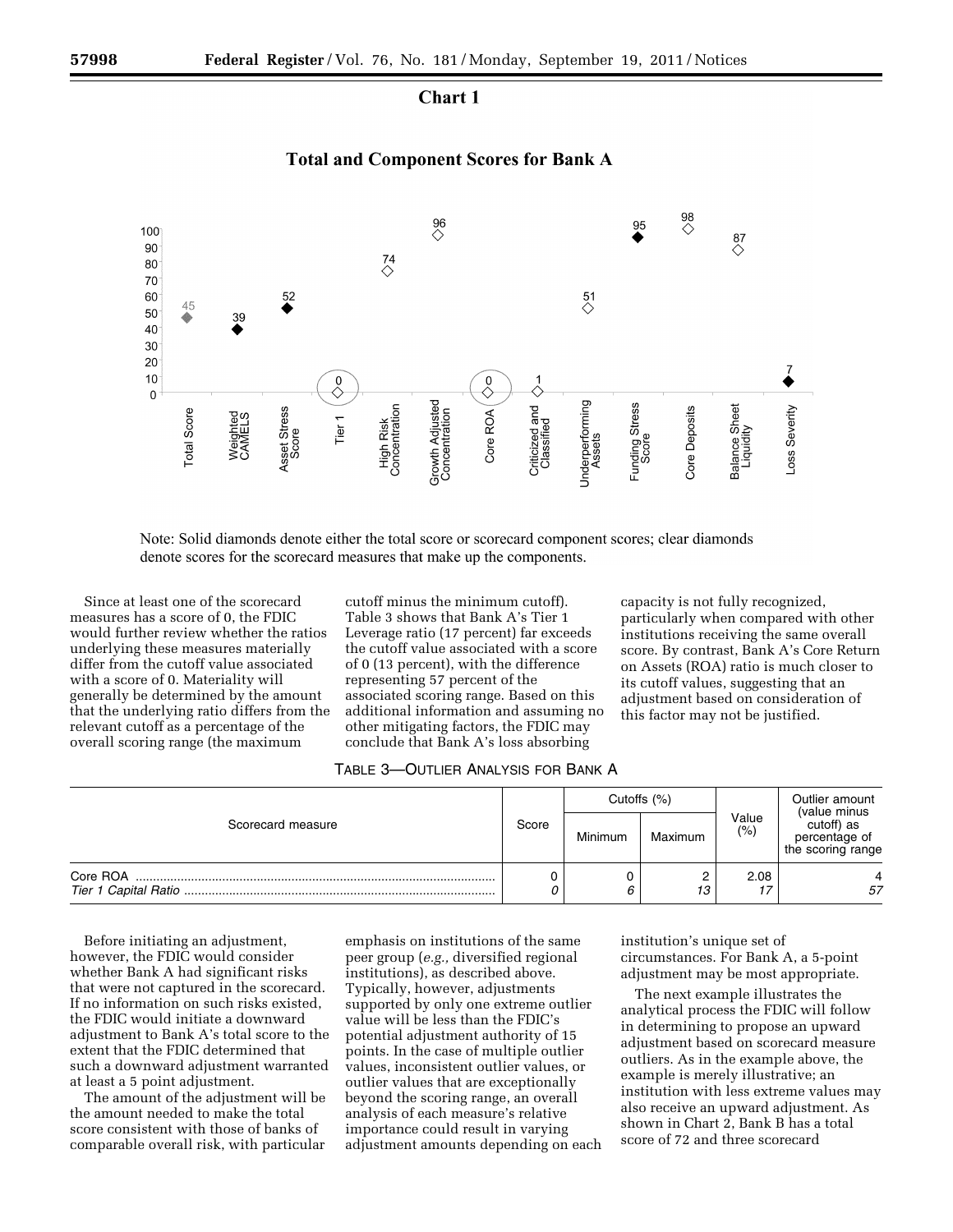## Chart 1

### Total and Component Scores for Bank A

Note: Solid diamonds denote either the total score or scorecard component scores; clear diamonds denote scores for the scorecard measures that make up the components.

Since at least one of the scorecard measures has a score of 0, the FDIC would further review whether the ratios underlying these measures materially differ from the cutoff value associated with a score of 0. Materiality will generally be determined by the amount that the underlying ratio differs from the relevant cutoff as a percentage of the overall scoring range (the maximum cutoff minus the minimum cutoff). Table 3 shows that Bank A's Tier 1 Leverage ratio (17 percent) far exceeds the cutoff value associated with a score of 0 (13 percent), with the difference representing 57 percent of the associated scoring range. Based on this additional information and assuming no other mitigating factors, the FDIC may conclude that Bank A's loss absorbing capacity is not fully recognized, particularly when compared with other institutions receiving the same overall score. By contrast, Bank A's Core Return on Assets (ROA) ratio is much closer to its cutoff values, suggesting that an adjustment based on consideration of this factor may not be justified.

TABLE 3—OUTLIER ANALYSIS FOR BANK A

| Scorecard measure | Score | Cutoffs (%) | | Value (%) | Outlier amount (value minus cutoff) as percentage of the scoring range |
|---|---|---|---|---|---|
| | | Minimum | Maximum | | |
| Core ROA | 0 | 0 | 2 | 2.08 | 4 |
| *Tier 1 Capital Ratio* | *0* | *6* | *13* | *17* | *57* |

Before initiating an adjustment, however, the FDIC would consider whether Bank A had significant risks that were not captured in the scorecard. If no information on such risks existed, the FDIC would initiate a downward adjustment to Bank A's total score to the extent that the FDIC determined that such a downward adjustment warranted at least a 5 point adjustment.

The amount of the adjustment will be the amount needed to make the total score consistent with those of banks of comparable overall risk, with particular emphasis on institutions of the same peer group (*e.g.,* diversified regional institutions), as described above. Typically, however, adjustments supported by only one extreme outlier value will be less than the FDIC's potential adjustment authority of 15 points. In the case of multiple outlier values, inconsistent outlier values, or outlier values that are exceptionally beyond the scoring range, an overall analysis of each measure's relative importance could result in varying adjustment amounts depending on each institution's unique set of circumstances. For Bank A, a 5-point adjustment may be most appropriate.

The next example illustrates the analytical process the FDIC will follow in determining to propose an upward adjustment based on scorecard measure outliers. As in the example above, the example is merely illustrative; an institution with less extreme values may also receive an upward adjustment. As shown in Chart 2, Bank B has a total score of 72 and three scorecard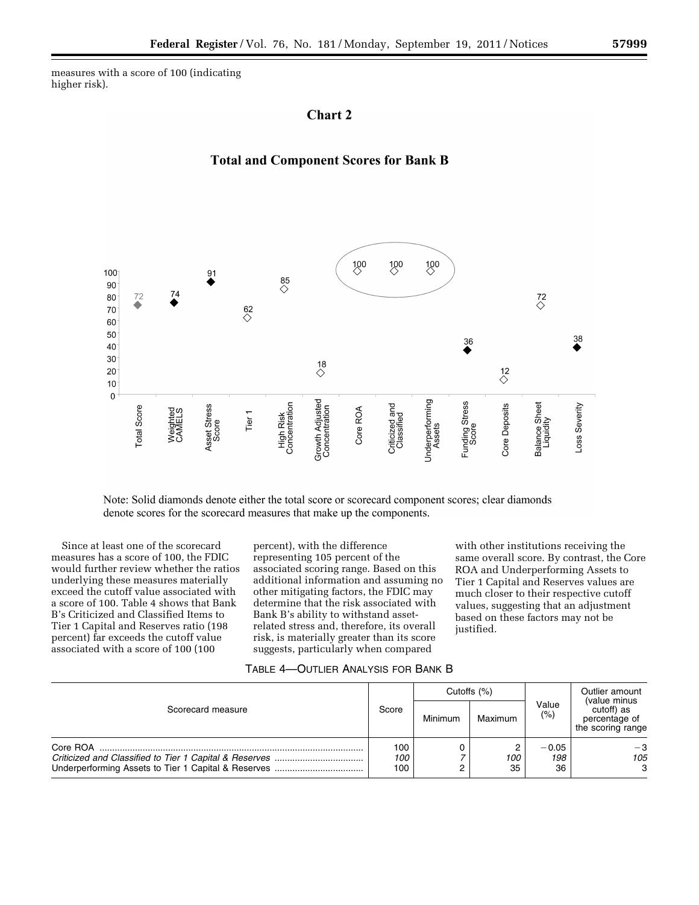measures with a score of 100 (indicating higher risk).

## Chart 2

### Total and Component Scores for Bank B

| Measure | Score |
|---|---|
| Total Score | 72 |
| Weighted CAMELS | 74 |
| Asset Stress Score | 91 |
| Tier 1 | 62 |
| High Risk Concentration | 85 |
| Growth Adjusted Concentration | 18 |
| Core ROA | 100 |
| Criticized and Classified | 100 |
| Underperforming Assets | 100 |
| Funding Stress Score | 36 |
| Core Deposits | 12 |
| Balance Sheet Liquidity | 72 |
| Loss Severity | 38 |

Note: Solid diamonds denote either the total score or scorecard component scores; clear diamonds denote scores for the scorecard measures that make up the components.

Since at least one of the scorecard measures has a score of 100, the FDIC would further review whether the ratios underlying these measures materially exceed the cutoff value associated with a score of 100. Table 4 shows that Bank B's Criticized and Classified Items to Tier 1 Capital and Reserves ratio (198 percent) far exceeds the cutoff value associated with a score of 100 (100 percent), with the difference representing 105 percent of the associated scoring range. Based on this additional information and assuming no other mitigating factors, the FDIC may determine that the risk associated with Bank B's ability to withstand asset-related stress and, therefore, its overall risk, is materially greater than its score suggests, particularly when compared with other institutions receiving the same overall score. By contrast, the Core ROA and Underperforming Assets to Tier 1 Capital and Reserves values are much closer to their respective cutoff values, suggesting that an adjustment based on these factors may not be justified.

TABLE 4—OUTLIER ANALYSIS FOR BANK B

| Scorecard measure | Score | Cutoffs (%) | | Value (%) | Outlier amount (value minus cutoff) as percentage of the scoring range |
|---|---|---|---|---|---|
| | | Minimum | Maximum | | |
| Core ROA | 100 | 0 | 2 | −0.05 | −3 |
| *Criticized and Classified to Tier 1 Capital & Reserves* | *100* | *7* | *100* | *198* | *105* |
| Underperforming Assets to Tier 1 Capital & Reserves | 100 | 2 | 35 | 36 | 3 |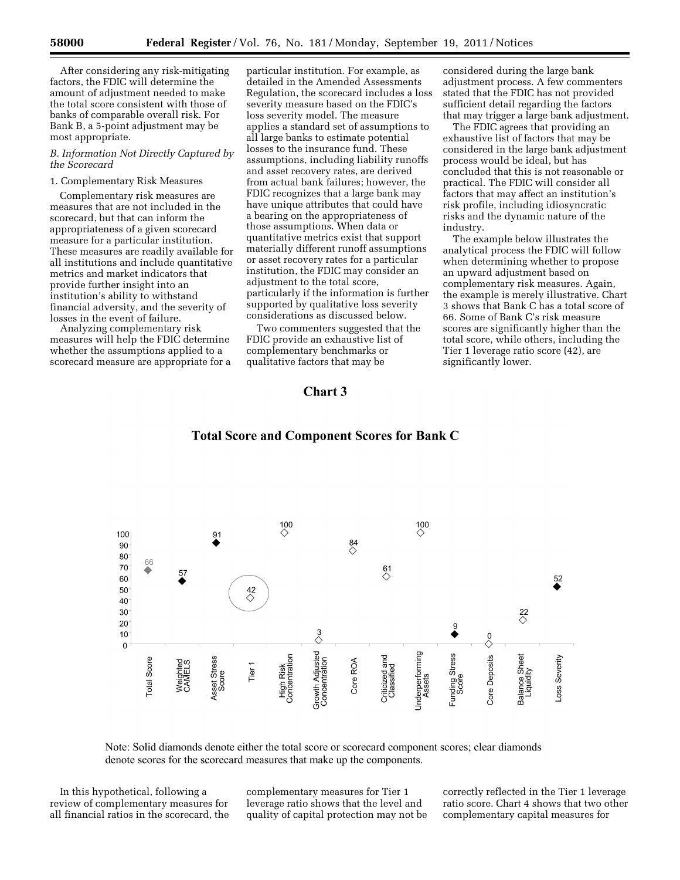After considering any risk-mitigating factors, the FDIC will determine the amount of adjustment needed to make the total score consistent with those of banks of comparable overall risk. For Bank B, a 5-point adjustment may be most appropriate.

*B. Information Not Directly Captured by the Scorecard*

1. Complementary Risk Measures

Complementary risk measures are measures that are not included in the scorecard, but that can inform the appropriateness of a given scorecard measure for a particular institution. These measures are readily available for all institutions and include quantitative metrics and market indicators that provide further insight into an institution's ability to withstand financial adversity, and the severity of losses in the event of failure.

Analyzing complementary risk measures will help the FDIC determine whether the assumptions applied to a scorecard measure are appropriate for a particular institution. For example, as detailed in the Amended Assessments Regulation, the scorecard includes a loss severity measure based on the FDIC's loss severity model. The measure applies a standard set of assumptions to all large banks to estimate potential losses to the insurance fund. These assumptions, including liability runoffs and asset recovery rates, are derived from actual bank failures; however, the FDIC recognizes that a large bank may have unique attributes that could have a bearing on the appropriateness of those assumptions. When data or quantitative metrics exist that support materially different runoff assumptions or asset recovery rates for a particular institution, the FDIC may consider an adjustment to the total score, particularly if the information is further supported by qualitative loss severity considerations as discussed below.

Two commenters suggested that the FDIC provide an exhaustive list of complementary benchmarks or qualitative factors that may be considered during the large bank adjustment process. A few commenters stated that the FDIC has not provided sufficient detail regarding the factors that may trigger a large bank adjustment.

The FDIC agrees that providing an exhaustive list of factors that may be considered in the large bank adjustment process would be ideal, but has concluded that this is not reasonable or practical. The FDIC will consider all factors that may affect an institution's risk profile, including idiosyncratic risks and the dynamic nature of the industry.

The example below illustrates the analytical process the FDIC will follow when determining whether to propose an upward adjustment based on complementary risk measures. Again, the example is merely illustrative. Chart 3 shows that Bank C has a total score of 66. Some of Bank C's risk measure scores are significantly higher than the total score, while others, including the Tier 1 leverage ratio score (42), are significantly lower.

**Chart 3**

**Total Score and Component Scores for Bank C**

| Measure | Score |
|---|---|
| Total Score | 66 |
| Weighted CAMELS | 57 |
| Asset Stress Score | 91 |
| Tier 1 | 42 |
| High Risk Concentration | 100 |
| Growth Adjusted Concentration | 3 |
| Core ROA | 84 |
| Criticized and Classified | 61 |
| Underperforming Assets | 100 |
| Funding Stress Score | 9 |
| Core Deposits | 0 |
| Balance Sheet Liquidity | 22 |
| Loss Severity | 52 |

Note: Solid diamonds denote either the total score or scorecard component scores; clear diamonds denote scores for the scorecard measures that make up the components.

In this hypothetical, following a review of complementary measures for all financial ratios in the scorecard, the complementary measures for Tier 1 leverage ratio shows that the level and quality of capital protection may not be correctly reflected in the Tier 1 leverage ratio score. Chart 4 shows that two other complementary capital measures for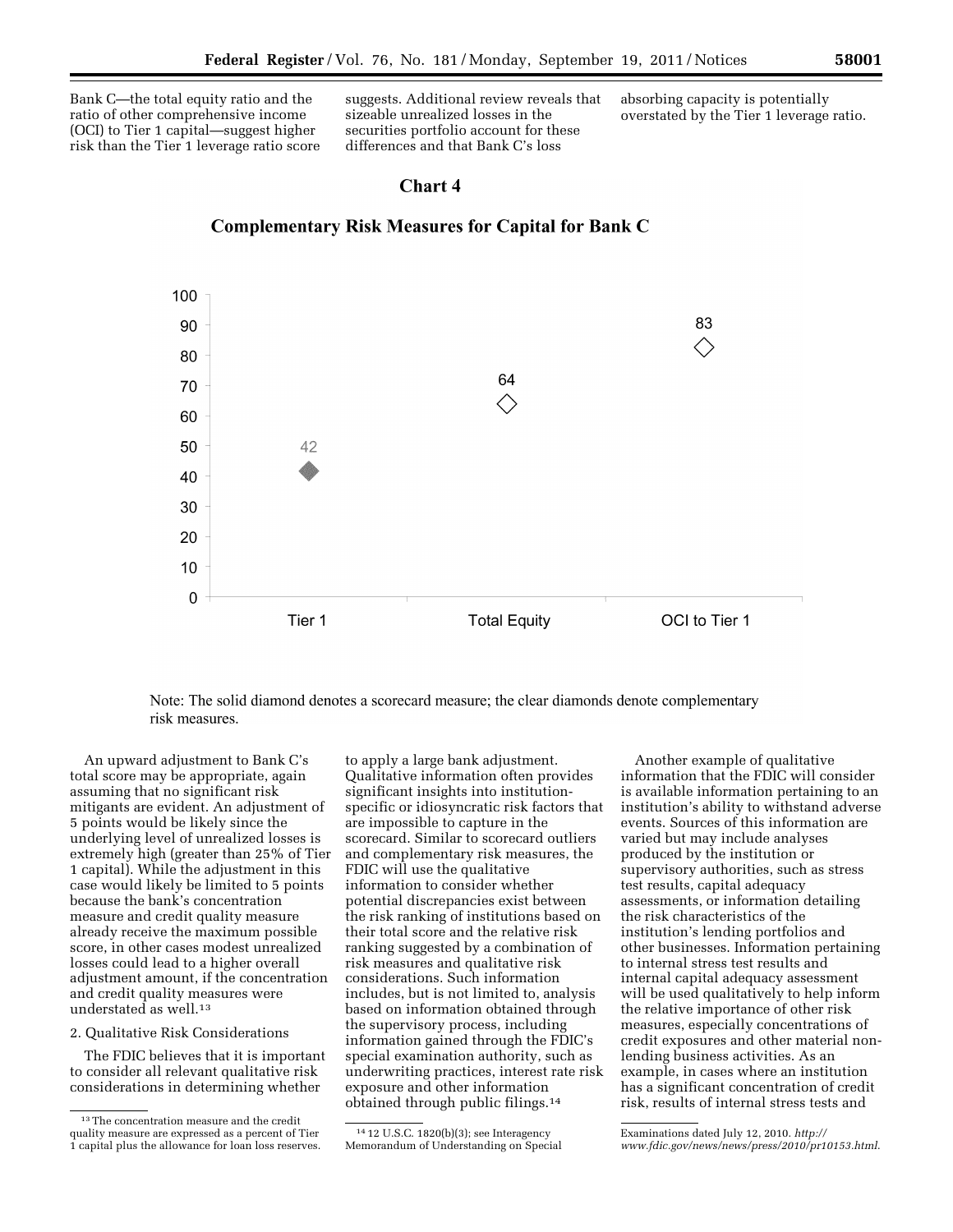Bank C—the total equity ratio and the ratio of other comprehensive income (OCI) to Tier 1 capital—suggest higher risk than the Tier 1 leverage ratio score suggests. Additional review reveals that sizeable unrealized losses in the securities portfolio account for these differences and that Bank C's loss absorbing capacity is potentially overstated by the Tier 1 leverage ratio.

**Chart 4**

**Complementary Risk Measures for Capital for Bank C**

| Measure | Value |
|---|---|
| Tier 1 | 42 |
| Total Equity | 64 |
| OCI to Tier 1 | 83 |

Note: The solid diamond denotes a scorecard measure; the clear diamonds denote complementary risk measures.

An upward adjustment to Bank C's total score may be appropriate, again assuming that no significant risk mitigants are evident. An adjustment of 5 points would be likely since the underlying level of unrealized losses is extremely high (greater than 25% of Tier 1 capital). While the adjustment in this case would likely be limited to 5 points because the bank's concentration measure and credit quality measure already receive the maximum possible score, in other cases modest unrealized losses could lead to a higher overall adjustment amount, if the concentration and credit quality measures were understated as well.[13]

2. Qualitative Risk Considerations

The FDIC believes that it is important to consider all relevant qualitative risk considerations in determining whether to apply a large bank adjustment. Qualitative information often provides significant insights into institution-specific or idiosyncratic risk factors that are impossible to capture in the scorecard. Similar to scorecard outliers and complementary risk measures, the FDIC will use the qualitative information to consider whether potential discrepancies exist between the risk ranking of institutions based on their total score and the relative risk ranking suggested by a combination of risk measures and qualitative risk considerations. Such information includes, but is not limited to, analysis based on information obtained through the supervisory process, including information gained through the FDIC's special examination authority, such as underwriting practices, interest rate risk exposure and other information obtained through public filings.[14]

Another example of qualitative information that the FDIC will consider is available information pertaining to an institution's ability to withstand adverse events. Sources of this information are varied but may include analyses produced by the institution or supervisory authorities, such as stress test results, capital adequacy assessments, or information detailing the risk characteristics of the institution's lending portfolios and other businesses. Information pertaining to internal stress test results and internal capital adequacy assessment will be used qualitatively to help inform the relative importance of other risk measures, especially concentrations of credit exposures and other material non-lending business activities. As an example, in cases where an institution has a significant concentration of credit risk, results of internal stress tests and

[13] The concentration measure and the credit quality measure are expressed as a percent of Tier 1 capital plus the allowance for loan loss reserves.

[14] 12 U.S.C. 1820(b)(3); see Interagency Memorandum of Understanding on Special Examinations dated July 12, 2010. *http://www.fdic.gov/news/news/press/2010/pr10153.html*.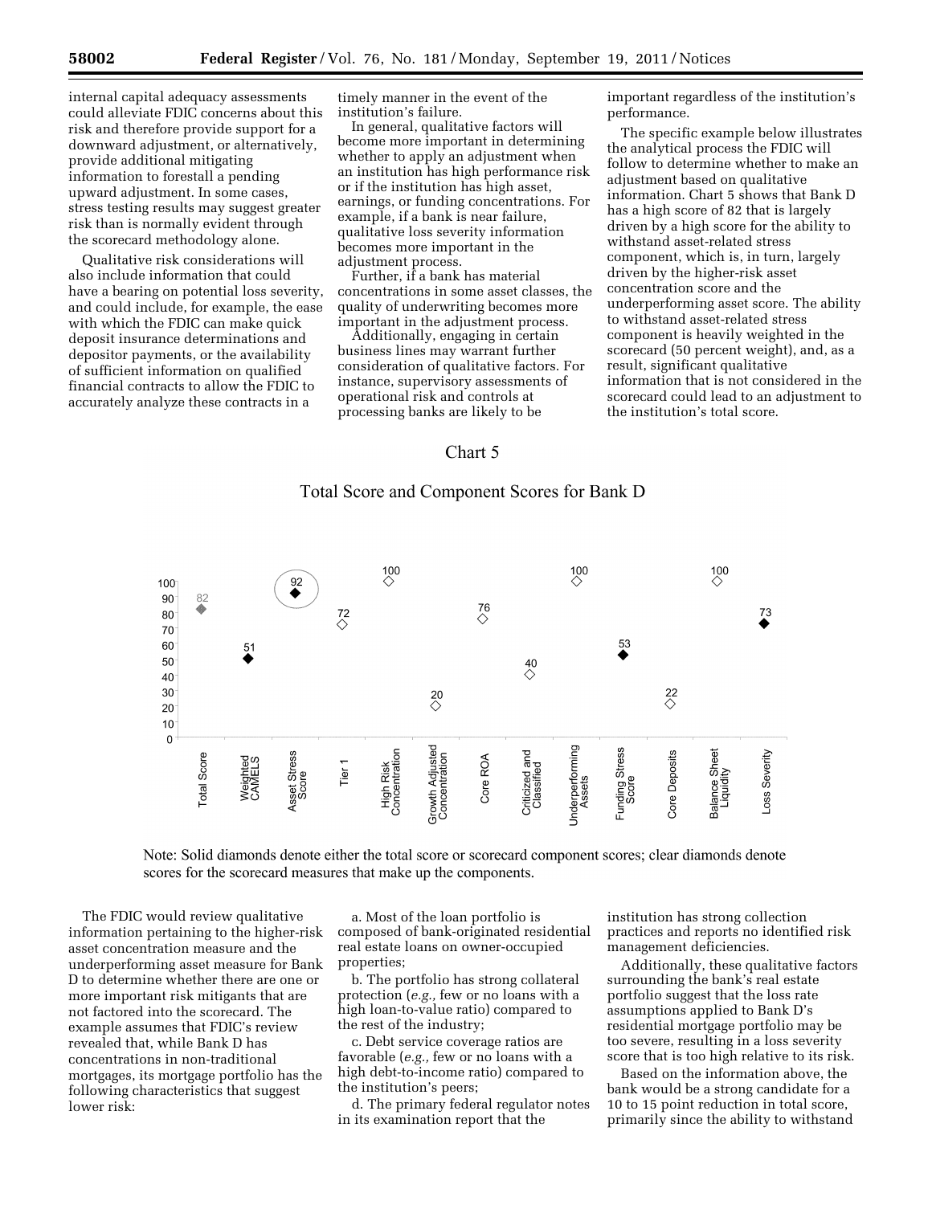internal capital adequacy assessments could alleviate FDIC concerns about this risk and therefore provide support for a downward adjustment, or alternatively, provide additional mitigating information to forestall a pending upward adjustment. In some cases, stress testing results may suggest greater risk than is normally evident through the scorecard methodology alone.

Qualitative risk considerations will also include information that could have a bearing on potential loss severity, and could include, for example, the ease with which the FDIC can make quick deposit insurance determinations and depositor payments, or the availability of sufficient information on qualified financial contracts to allow the FDIC to accurately analyze these contracts in a timely manner in the event of the institution's failure.

In general, qualitative factors will become more important in determining whether to apply an adjustment when an institution has high performance risk or if the institution has high asset, earnings, or funding concentrations. For example, if a bank is near failure, qualitative loss severity information becomes more important in the adjustment process.

Further, if a bank has material concentrations in some asset classes, the quality of underwriting becomes more important in the adjustment process.

Additionally, engaging in certain business lines may warrant further consideration of qualitative factors. For instance, supervisory assessments of operational risk and controls at processing banks are likely to be important regardless of the institution's performance.

The specific example below illustrates the analytical process the FDIC will follow to determine whether to make an adjustment based on qualitative information. Chart 5 shows that Bank D has a high score of 82 that is largely driven by a high score for the ability to withstand asset-related stress component, which is, in turn, largely driven by the higher-risk asset concentration score and the underperforming asset score. The ability to withstand asset-related stress component is heavily weighted in the scorecard (50 percent weight), and, as a result, significant qualitative information that is not considered in the scorecard could lead to an adjustment to the institution's total score.

Chart 5

Total Score and Component Scores for Bank D

| Total Score | Weighted CAMELS | Asset Stress Score | Tier 1 | High Risk Concentration | Growth Adjusted Concentration | Core ROA | Criticized and Classified | Underperforming Assets | Funding Stress Score | Core Deposits | Balance Sheet Liquidity | Loss Severity |
|---|---|---|---|---|---|---|---|---|---|---|---|---|
| 82 | 51 | 92 | 72 | 100 | 20 | 76 | 40 | 100 | 53 | 22 | 100 | 73 |

Note: Solid diamonds denote either the total score or scorecard component scores; clear diamonds denote scores for the scorecard measures that make up the components.

The FDIC would review qualitative information pertaining to the higher-risk asset concentration measure and the underperforming asset measure for Bank D to determine whether there are one or more important risk mitigants that are not factored into the scorecard. The example assumes that FDIC's review revealed that, while Bank D has concentrations in non-traditional mortgages, its mortgage portfolio has the following characteristics that suggest lower risk:

a. Most of the loan portfolio is composed of bank-originated residential real estate loans on owner-occupied properties;

b. The portfolio has strong collateral protection (*e.g.,* few or no loans with a high loan-to-value ratio) compared to the rest of the industry;

c. Debt service coverage ratios are favorable (*e.g.,* few or no loans with a high debt-to-income ratio) compared to the institution's peers;

d. The primary federal regulator notes in its examination report that the institution has strong collection practices and reports no identified risk management deficiencies.

Additionally, these qualitative factors surrounding the bank's real estate portfolio suggest that the loss rate assumptions applied to Bank D's residential mortgage portfolio may be too severe, resulting in a loss severity score that is too high relative to its risk.

Based on the information above, the bank would be a strong candidate for a 10 to 15 point reduction in total score, primarily since the ability to withstand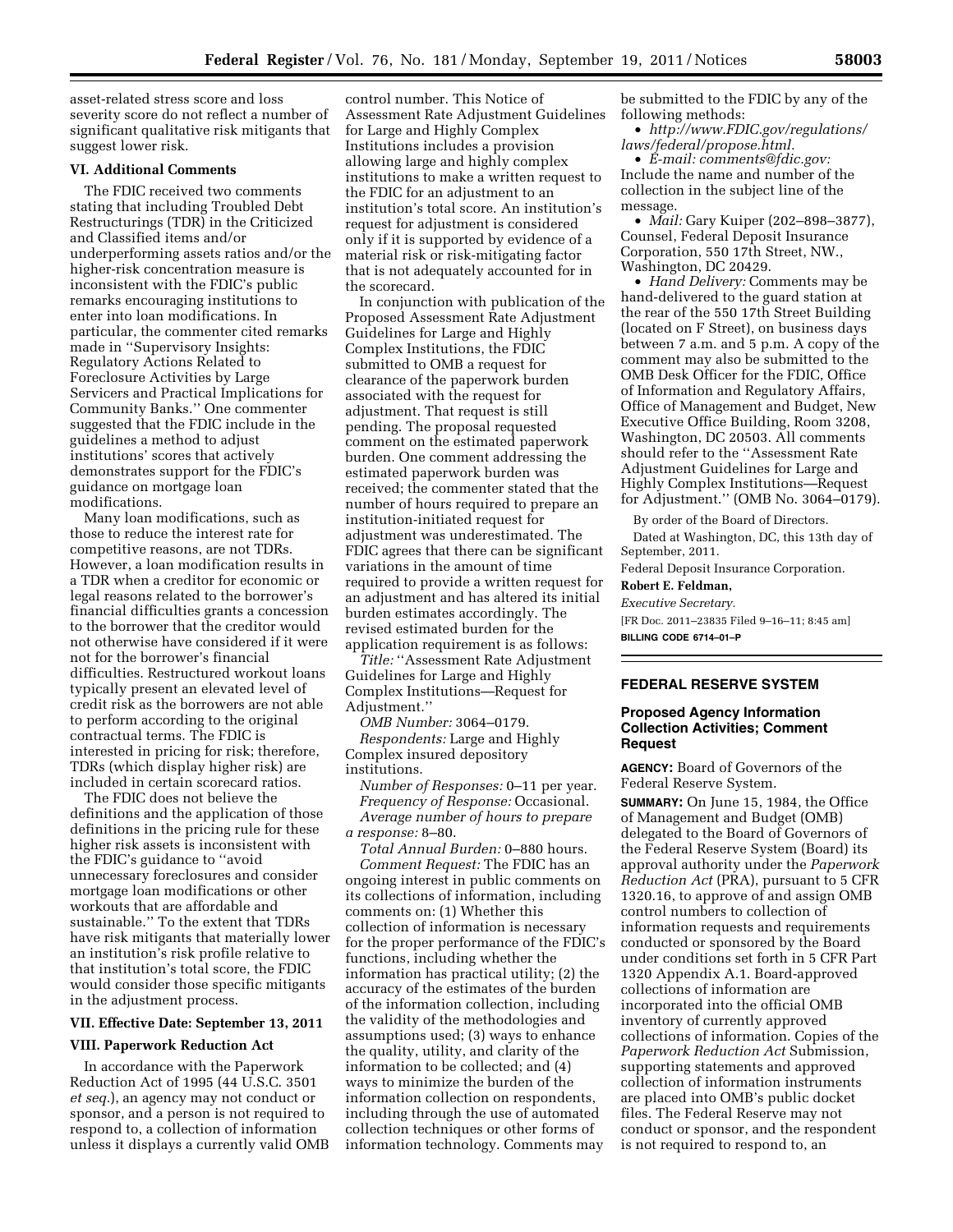asset-related stress score and loss severity score do not reflect a number of significant qualitative risk mitigants that suggest lower risk.

### VI. Additional Comments

The FDIC received two comments stating that including Troubled Debt Restructurings (TDR) in the Criticized and Classified items and/or underperforming assets ratios and/or the higher-risk concentration measure is inconsistent with the FDIC's public remarks encouraging institutions to enter into loan modifications. In particular, the commenter cited remarks made in ''Supervisory Insights: Regulatory Actions Related to Foreclosure Activities by Large Servicers and Practical Implications for Community Banks.'' One commenter suggested that the FDIC include in the guidelines a method to adjust institutions' scores that actively demonstrates support for the FDIC's guidance on mortgage loan modifications.

Many loan modifications, such as those to reduce the interest rate for competitive reasons, are not TDRs. However, a loan modification results in a TDR when a creditor for economic or legal reasons related to the borrower's financial difficulties grants a concession to the borrower that the creditor would not otherwise have considered if it were not for the borrower's financial difficulties. Restructured workout loans typically present an elevated level of credit risk as the borrowers are not able to perform according to the original contractual terms. The FDIC is interested in pricing for risk; therefore, TDRs (which display higher risk) are included in certain scorecard ratios.

The FDIC does not believe the definitions and the application of those definitions in the pricing rule for these higher risk assets is inconsistent with the FDIC's guidance to ''avoid unnecessary foreclosures and consider mortgage loan modifications or other workouts that are affordable and sustainable.'' To the extent that TDRs have risk mitigants that materially lower an institution's risk profile relative to that institution's total score, the FDIC would consider those specific mitigants in the adjustment process.

### VII. Effective Date: September 13, 2011

### VIII. Paperwork Reduction Act

In accordance with the Paperwork Reduction Act of 1995 (44 U.S.C. 3501 *et seq.*), an agency may not conduct or sponsor, and a person is not required to respond to, a collection of information unless it displays a currently valid OMB control number. This Notice of Assessment Rate Adjustment Guidelines for Large and Highly Complex Institutions includes a provision allowing large and highly complex institutions to make a written request to the FDIC for an adjustment to an institution's total score. An institution's request for adjustment is considered only if it is supported by evidence of a material risk or risk-mitigating factor that is not adequately accounted for in the scorecard.

In conjunction with publication of the Proposed Assessment Rate Adjustment Guidelines for Large and Highly Complex Institutions, the FDIC submitted to OMB a request for clearance of the paperwork burden associated with the request for adjustment. That request is still pending. The proposal requested comment on the estimated paperwork burden. One comment addressing the estimated paperwork burden was received; the commenter stated that the number of hours required to prepare an institution-initiated request for adjustment was underestimated. The FDIC agrees that there can be significant variations in the amount of time required to provide a written request for an adjustment and has altered its initial burden estimates accordingly. The revised estimated burden for the application requirement is as follows:

*Title:* ''Assessment Rate Adjustment Guidelines for Large and Highly Complex Institutions—Request for Adjustment.''

*OMB Number:* 3064–0179.

*Respondents:* Large and Highly Complex insured depository institutions.

*Number of Responses:* 0–11 per year.

*Frequency of Response:* Occasional.

*Average number of hours to prepare a response:* 8–80.

*Total Annual Burden:* 0–880 hours.

*Comment Request:* The FDIC has an ongoing interest in public comments on its collections of information, including comments on: (1) Whether this collection of information is necessary for the proper performance of the FDIC's functions, including whether the information has practical utility; (2) the accuracy of the estimates of the burden of the information collection, including the validity of the methodologies and assumptions used; (3) ways to enhance the quality, utility, and clarity of the information to be collected; and (4) ways to minimize the burden of the information collection on respondents, including through the use of automated collection techniques or other forms of information technology. Comments may be submitted to the FDIC by any of the following methods:

- *http://www.FDIC.gov/regulations/laws/federal/propose.html.*
- *E-mail: comments@fdic.gov:* Include the name and number of the collection in the subject line of the message.
- *Mail:* Gary Kuiper (202–898–3877), Counsel, Federal Deposit Insurance Corporation, 550 17th Street, NW., Washington, DC 20429.
- *Hand Delivery:* Comments may be hand-delivered to the guard station at the rear of the 550 17th Street Building (located on F Street), on business days between 7 a.m. and 5 p.m. A copy of the comment may also be submitted to the OMB Desk Officer for the FDIC, Office of Information and Regulatory Affairs, Office of Management and Budget, New Executive Office Building, Room 3208, Washington, DC 20503. All comments should refer to the ''Assessment Rate Adjustment Guidelines for Large and Highly Complex Institutions—Request for Adjustment.'' (OMB No. 3064–0179).

By order of the Board of Directors.

Dated at Washington, DC, this 13th day of September, 2011.

Federal Deposit Insurance Corporation.

**Robert E. Feldman,**

*Executive Secretary.*

[FR Doc. 2011–23835 Filed 9–16–11; 8:45 am]

**BILLING CODE 6714–01–P**

---

## FEDERAL RESERVE SYSTEM

### Proposed Agency Information Collection Activities; Comment Request

**AGENCY:** Board of Governors of the Federal Reserve System.

**SUMMARY:** On June 15, 1984, the Office of Management and Budget (OMB) delegated to the Board of Governors of the Federal Reserve System (Board) its approval authority under the *Paperwork Reduction Act* (PRA), pursuant to 5 CFR 1320.16, to approve of and assign OMB control numbers to collection of information requests and requirements conducted or sponsored by the Board under conditions set forth in 5 CFR Part 1320 Appendix A.1. Board-approved collections of information are incorporated into the official OMB inventory of currently approved collections of information. Copies of the *Paperwork Reduction Act* Submission, supporting statements and approved collection of information instruments are placed into OMB's public docket files. The Federal Reserve may not conduct or sponsor, and the respondent is not required to respond to, an